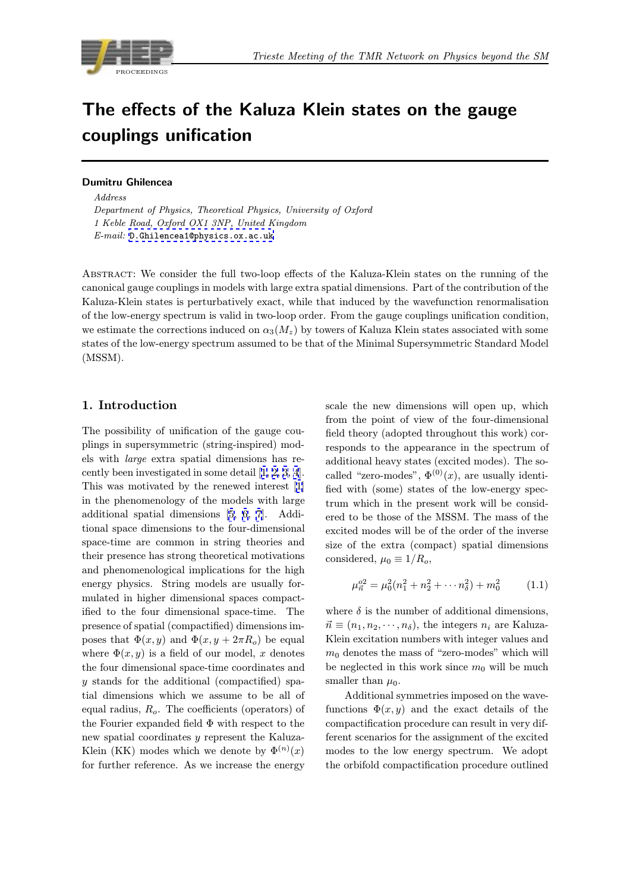# The effects of the Kaluza Klein states on the gauge couplings unification

**Dumitru Ghilencea**

*Address*
*Department of Physics, Theoretical Physics, University of Oxford*
*1 Keble Road, Oxford OX1 3NP, United Kingdom*
*E-mail:* D.Ghilencea1@physics.ox.ac.uk

Abstract: We consider the full two-loop effects of the Kaluza-Klein states on the running of the canonical gauge couplings in models with large extra spatial dimensions. Part of the contribution of the Kaluza-Klein states is perturbatively exact, while that induced by the wavefunction renormalisation of the low-energy spectrum is valid in two-loop order. From the gauge couplings unification condition, we estimate the corrections induced on $\alpha_3(M_z)$ by towers of Kaluza Klein states associated with some states of the low-energy spectrum assumed to be that of the Minimal Supersymmetric Standard Model (MSSM).

## 1. Introduction

The possibility of unification of the gauge couplings in supersymmetric (string-inspired) models with *large* extra spatial dimensions has recently been investigated in some detail [1, 2, 3, 4]. This was motivated by the renewed interest [1] in the phenomenology of the models with large additional spatial dimensions [5, 6, 7]. Additional space dimensions to the four-dimensional space-time are common in string theories and their presence has strong theoretical motivations and phenomenological implications for the high energy physics. String models are usually formulated in higher dimensional spaces compactified to the four dimensional space-time. The presence of spatial (compactified) dimensions imposes that $\Phi(x, y)$ and $\Phi(x, y + 2\pi R_o)$ be equal where $\Phi(x, y)$ is a field of our model, $x$ denotes the four dimensional space-time coordinates and $y$ stands for the additional (compactified) spatial dimensions which we assume to be all of equal radius, $R_o$. The coefficients (operators) of the Fourier expanded field $\Phi$ with respect to the new spatial coordinates $y$ represent the Kaluza-Klein (KK) modes which we denote by $\Phi^{(n)}(x)$ for further reference. As we increase the energy scale the new dimensions will open up, which from the point of view of the four-dimensional field theory (adopted throughout this work) corresponds to the appearance in the spectrum of additional heavy states (excited modes). The so-called "zero-modes", $\Phi^{(0)}(x)$, are usually identified with (some) states of the low-energy spectrum which in the present work will be considered to be those of the MSSM. The mass of the excited modes will be of the order of the inverse size of the extra (compact) spatial dimensions considered, $\mu_0 \equiv 1/R_o$,

$$\mu_{\vec{n}}^{o2} = \mu_0^2(n_1^2 + n_2^2 + \cdots n_\delta^2) + m_0^2 \qquad (1.1)$$

where $\delta$ is the number of additional dimensions, $\vec{n} \equiv (n_1, n_2, \cdots, n_\delta)$, the integers $n_i$ are Kaluza-Klein excitation numbers with integer values and $m_0$ denotes the mass of "zero-modes" which will be neglected in this work since $m_0$ will be much smaller than $\mu_0$.

Additional symmetries imposed on the wavefunctions $\Phi(x, y)$ and the exact details of the compactification procedure can result in very different scenarios for the assignment of the excited modes to the low energy spectrum. We adopt the orbifold compactification procedure outlined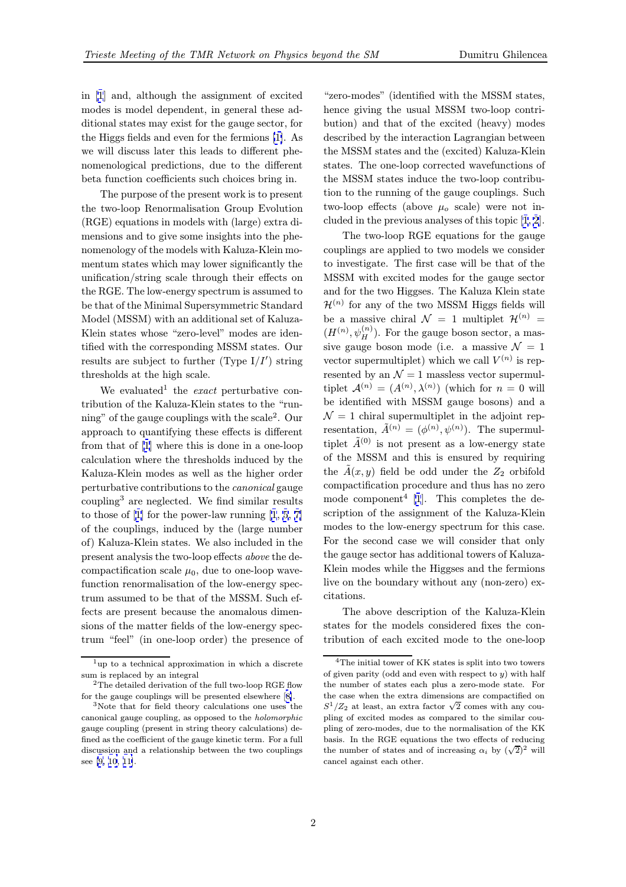in [1] and, although the assignment of excited modes is model dependent, in general these additional states may exist for the gauge sector, for the Higgs fields and even for the fermions [1]. As we will discuss later this leads to different phenomenological predictions, due to the different beta function coefficients such choices bring in.

The purpose of the present work is to present the two-loop Renormalisation Group Evolution (RGE) equations in models with (large) extra dimensions and to give some insights into the phenomenology of the models with Kaluza-Klein momentum states which may lower significantly the unification/string scale through their effects on the RGE. The low-energy spectrum is assumed to be that of the Minimal Supersymmetric Standard Model (MSSM) with an additional set of Kaluza-Klein states whose "zero-level" modes are identified with the corresponding MSSM states. Our results are subject to further (Type $I/I'$) string thresholds at the high scale.

We evaluated[1] the *exact* perturbative contribution of the Kaluza-Klein states to the "running" of the gauge couplings with the scale[2]. Our approach to quantifying these effects is different from that of [1] where this is done in a one-loop calculation where the thresholds induced by the Kaluza-Klein modes as well as the higher order perturbative contributions to the *canonical* gauge coupling[3] are neglected. We find similar results to those of [1] for the power-law running [1, 5, 7] of the couplings, induced by the (large number of) Kaluza-Klein states. We also included in the present analysis the two-loop effects *above* the decompactification scale $\mu_0$, due to one-loop wavefunction renormalisation of the low-energy spectrum assumed to be that of the MSSM. Such effects are present because the anomalous dimensions of the matter fields of the low-energy spectrum "feel" (in one-loop order) the presence of "zero-modes" (identified with the MSSM states, hence giving the usual MSSM two-loop contribution) and that of the excited (heavy) modes described by the interaction Lagrangian between the MSSM states and the (excited) Kaluza-Klein states. The one-loop corrected wavefunctions of the MSSM states induce the two-loop contribution to the running of the gauge couplings. Such two-loop effects (above $\mu_o$ scale) were not included in the previous analyses of this topic [1, 2].

The two-loop RGE equations for the gauge couplings are applied to two models we consider to investigate. The first case will be that of the MSSM with excited modes for the gauge sector and for the two Higgses. The Kaluza Klein state $\mathcal{H}^{(n)}$ for any of the two MSSM Higgs fields will be a massive chiral $\mathcal{N}=1$ multiplet $\mathcal{H}^{(n)} = (H^{(n)}, \psi_H^{(n)})$. For the gauge boson sector, a massive gauge boson mode (i.e. a massive $\mathcal{N}=1$ vector supermultiplet) which we call $V^{(n)}$ is represented by an $\mathcal{N}=1$ massless vector supermultiplet $\mathcal{A}^{(n)} = (A^{(n)}, \lambda^{(n)})$ (which for $n=0$ will be identified with MSSM gauge bosons) and a $\mathcal{N}=1$ chiral supermultiplet in the adjoint representation, $\tilde{A}^{(n)} = (\phi^{(n)}, \psi^{(n)})$. The supermultiplet $\tilde{A}^{(0)}$ is not present as a low-energy state of the MSSM and this is ensured by requiring the $\tilde{A}(x,y)$ field be odd under the $Z_2$ orbifold compactification procedure and thus has no zero mode component[4] [1]. This completes the description of the assignment of the Kaluza-Klein modes to the low-energy spectrum for this case. For the second case we will consider that only the gauge sector has additional towers of Kaluza-Klein modes while the Higgses and the fermions live on the boundary without any (non-zero) excitations.

The above description of the Kaluza-Klein states for the models considered fixes the contribution of each excited mode to the one-loop

---

[1] up to a technical approximation in which a discrete sum is replaced by an integral

[2] The detailed derivation of the full two-loop RGE flow for the gauge couplings will be presented elsewhere [8].

[3] Note that for field theory calculations one uses the canonical gauge coupling, as opposed to the *holomorphic* gauge coupling (present in string theory calculations) defined as the coefficient of the gauge kinetic term. For a full discussion and a relationship between the two couplings see [9, 10, 11].

[4] The initial tower of KK states is split into two towers of given parity (odd and even with respect to $y$) with half the number of states each plus a zero-mode state. For the case when the extra dimensions are compactified on $S^1/Z_2$ at least, an extra factor $\sqrt{2}$ comes with any coupling of excited modes as compared to the similar coupling of zero-modes, due to the normalisation of the KK basis. In the RGE equations the two effects of reducing the number of states and of increasing $\alpha_i$ by $(\sqrt{2})^2$ will cancel against each other.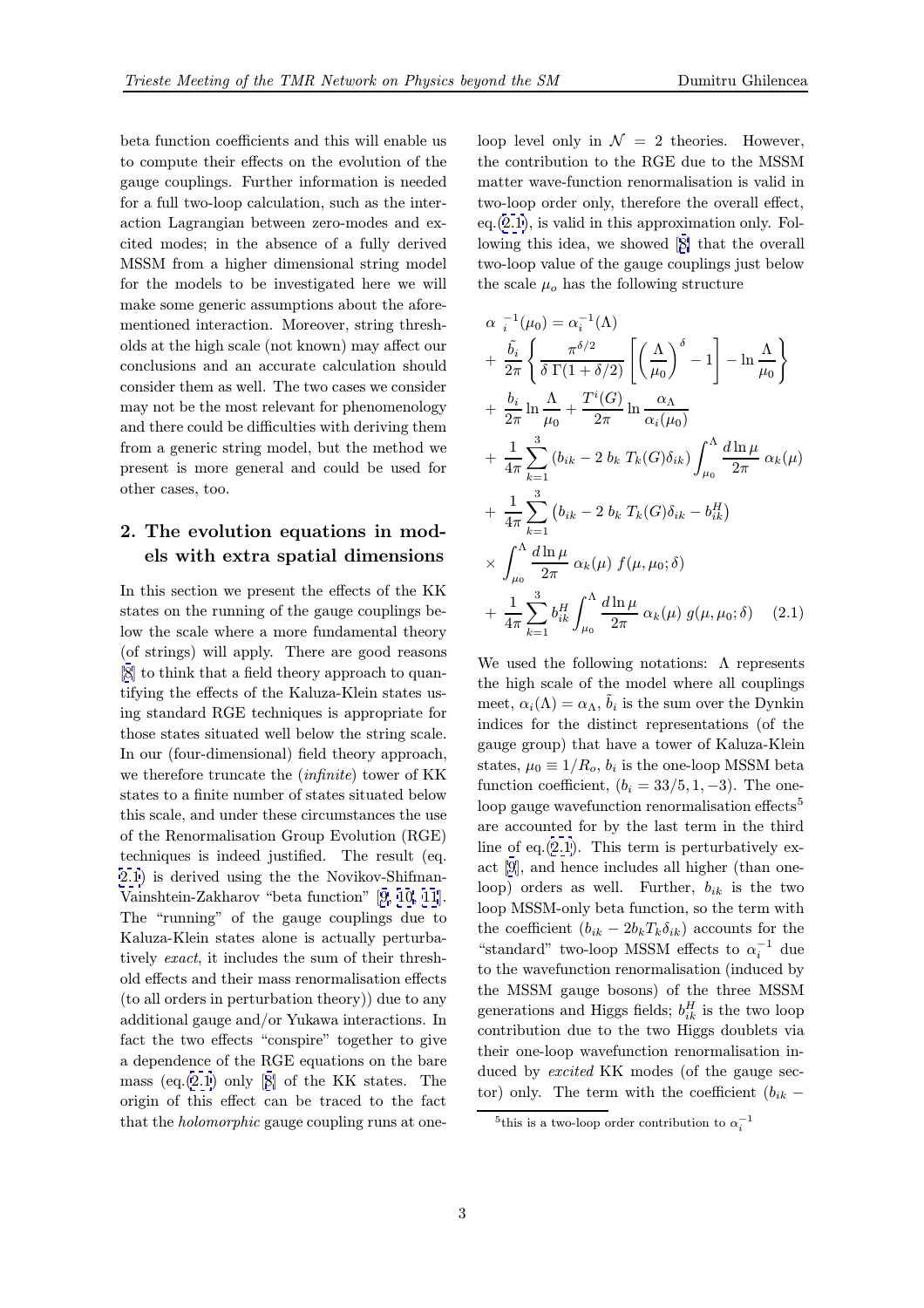beta function coefficients and this will enable us to compute their effects on the evolution of the gauge couplings. Further information is needed for a full two-loop calculation, such as the interaction Lagrangian between zero-modes and excited modes; in the absence of a fully derived MSSM from a higher dimensional string model for the models to be investigated here we will make some generic assumptions about the aforementioned interaction. Moreover, string thresholds at the high scale (not known) may affect our conclusions and an accurate calculation should consider them as well. The two cases we consider may not be the most relevant for phenomenology and there could be difficulties with deriving them from a generic string model, but the method we present is more general and could be used for other cases, too.

## 2. The evolution equations in models with extra spatial dimensions

In this section we present the effects of the KK states on the running of the gauge couplings below the scale where a more fundamental theory (of strings) will apply. There are good reasons [8] to think that a field theory approach to quantifying the effects of the Kaluza-Klein states using standard RGE techniques is appropriate for those states situated well below the string scale. In our (four-dimensional) field theory approach, we therefore truncate the (*infinite*) tower of KK states to a finite number of states situated below this scale, and under these circumstances the use of the Renormalisation Group Evolution (RGE) techniques is indeed justified. The result (eq. 2.1) is derived using the the Novikov-Shifman-Vainshtein-Zakharov "beta function" [9, 10, 11]. The "running" of the gauge couplings due to Kaluza-Klein states alone is actually perturbatively *exact*, it includes the sum of their threshold effects and their mass renormalisation effects (to all orders in perturbation theory)) due to any additional gauge and/or Yukawa interactions. In fact the two effects "conspire" together to give a dependence of the RGE equations on the bare mass (eq.(2.1) only [8] of the KK states. The origin of this effect can be traced to the fact that the *holomorphic* gauge coupling runs at one-loop level only in $\mathcal{N}=2$ theories. However, the contribution to the RGE due to the MSSM matter wave-function renormalisation is valid in two-loop order only, therefore the overall effect, eq.(2.1), is valid in this approximation only. Following this idea, we showed [8] that the overall two-loop value of the gauge couplings just below the scale $\mu_o$ has the following structure

$$
\begin{aligned}
\alpha_i^{-1}(\mu_0) &= \alpha_i^{-1}(\Lambda) \\
&+ \frac{\tilde{b}_i}{2\pi}\left\{\frac{\pi^{\delta/2}}{\delta\,\Gamma(1+\delta/2)}\left[\left(\frac{\Lambda}{\mu_0}\right)^{\delta}-1\right]-\ln\frac{\Lambda}{\mu_0}\right\} \\
&+ \frac{b_i}{2\pi}\ln\frac{\Lambda}{\mu_0}+\frac{T^i(G)}{2\pi}\ln\frac{\alpha_\Lambda}{\alpha_i(\mu_0)} \\
&+ \frac{1}{4\pi}\sum_{k=1}^{3}\left(b_{ik}-2\,b_k\,T_k(G)\delta_{ik}\right)\int_{\mu_0}^{\Lambda}\frac{d\ln\mu}{2\pi}\,\alpha_k(\mu) \\
&+ \frac{1}{4\pi}\sum_{k=1}^{3}\left(b_{ik}-2\,b_k\,T_k(G)\delta_{ik}-b_{ik}^{H}\right) \\
&\times\int_{\mu_0}^{\Lambda}\frac{d\ln\mu}{2\pi}\,\alpha_k(\mu)\,f(\mu,\mu_0;\delta) \\
&+ \frac{1}{4\pi}\sum_{k=1}^{3}b_{ik}^{H}\int_{\mu_0}^{\Lambda}\frac{d\ln\mu}{2\pi}\,\alpha_k(\mu)\,g(\mu,\mu_0;\delta) \qquad (2.1)
\end{aligned}
$$

We used the following notations: $\Lambda$ represents the high scale of the model where all couplings meet, $\alpha_i(\Lambda)=\alpha_\Lambda$, $\tilde{b}_i$ is the sum over the Dynkin indices for the distinct representations (of the gauge group) that have a tower of Kaluza-Klein states, $\mu_0\equiv 1/R_o$, $b_i$ is the one-loop MSSM beta function coefficient, ($b_i=33/5,1,-3$). The one-loop gauge wavefunction renormalisation effects[5] are accounted for by the last term in the third line of eq.(2.1). This term is perturbatively exact [9], and hence includes all higher (than one-loop) orders as well. Further, $b_{ik}$ is the two loop MSSM-only beta function, so the term with the coefficient $(b_{ik}-2b_kT_k\delta_{ik})$ accounts for the "standard" two-loop MSSM effects to $\alpha_i^{-1}$ due to the wavefunction renormalisation (induced by the MSSM gauge bosons) of the three MSSM generations and Higgs fields; $b_{ik}^H$ is the two loop contribution due to the two Higgs doublets via their one-loop wavefunction renormalisation induced by *excited* KK modes (of the gauge sector) only. The term with the coefficient $(b_{ik}-$

[5] this is a two-loop order contribution to $\alpha_i^{-1}$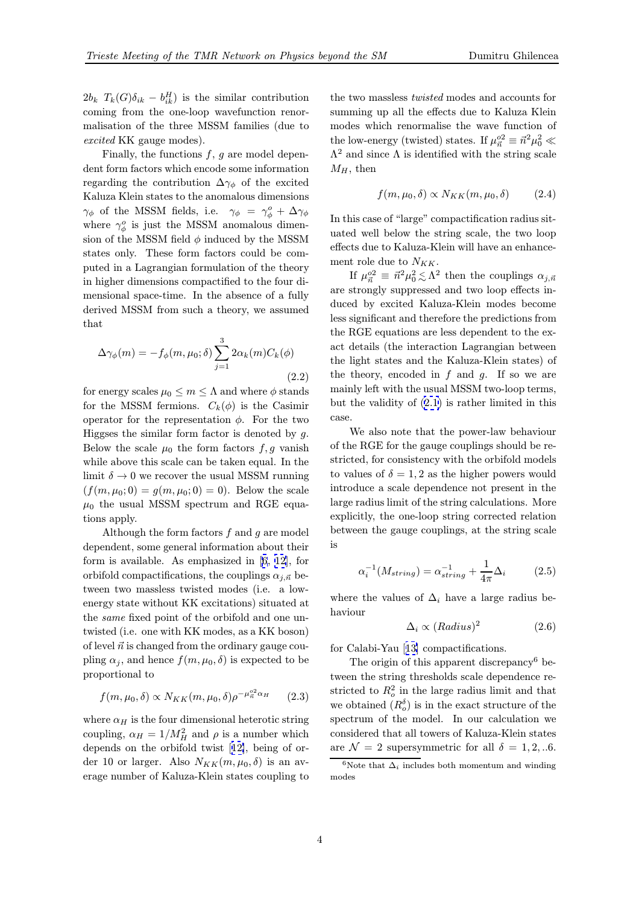$2b_k\ T_k(G)\delta_{ik} - b^H_{ik}$) is the similar contribution coming from the one-loop wavefunction renormalisation of the three MSSM families (due to *excited* KK gauge modes).

Finally, the functions $f$, $g$ are model dependent form factors which encode some information regarding the contribution $\Delta\gamma_\phi$ of the excited Kaluza Klein states to the anomalous dimensions $\gamma_\phi$ of the MSSM fields, i.e. $\gamma_\phi = \gamma^o_\phi + \Delta\gamma_\phi$ where $\gamma^o_\phi$ is just the MSSM anomalous dimension of the MSSM field $\phi$ induced by the MSSM states only. These form factors could be computed in a Lagrangian formulation of the theory in higher dimensions compactified to the four dimensional space-time. In the absence of a fully derived MSSM from such a theory, we assumed that

$$\Delta\gamma_\phi(m) = -f_\phi(m, \mu_0; \delta) \sum_{j=1}^{3} 2\alpha_k(m) C_k(\phi) \tag{2.2}$$

for energy scales $\mu_0 \leq m \leq \Lambda$ and where $\phi$ stands for the MSSM fermions. $C_k(\phi)$ is the Casimir operator for the representation $\phi$. For the two Higgses the similar form factor is denoted by $g$. Below the scale $\mu_0$ the form factors $f, g$ vanish while above this scale can be taken equal. In the limit $\delta \to 0$ we recover the usual MSSM running $(f(m, \mu_0; 0) = g(m, \mu_0; 0) = 0)$. Below the scale $\mu_0$ the usual MSSM spectrum and RGE equations apply.

Although the form factors $f$ and $g$ are model dependent, some general information about their form is available. As emphasized in [6, 12], for orbifold compactifications, the couplings $\alpha_{j,\vec{n}}$ between two massless twisted modes (i.e. a low-energy state without KK excitations) situated at the *same* fixed point of the orbifold and one untwisted (i.e. one with KK modes, as a KK boson) of level $\vec{n}$ is changed from the ordinary gauge coupling $\alpha_j$, and hence $f(m, \mu_0, \delta)$ is expected to be proportional to

$$f(m, \mu_0, \delta) \propto N_{KK}(m, \mu_0, \delta) \rho^{-\mu^{o2}_{\vec{n}} \alpha_H} \tag{2.3}$$

where $\alpha_H$ is the four dimensional heterotic string coupling, $\alpha_H = 1/M^2_H$ and $\rho$ is a number which depends on the orbifold twist [12], being of order 10 or larger. Also $N_{KK}(m, \mu_0, \delta)$ is an average number of Kaluza-Klein states coupling to the two massless *twisted* modes and accounts for summing up all the effects due to Kaluza Klein modes which renormalise the wave function of the low-energy (twisted) states. If $\mu^{o2}_{\vec{n}} \equiv \vec{n}^2\mu^2_0 \ll \Lambda^2$ and since $\Lambda$ is identified with the string scale $M_H$, then

$$f(m, \mu_0, \delta) \propto N_{KK}(m, \mu_0, \delta) \tag{2.4}$$

In this case of "large" compactification radius situated well below the string scale, the two loop effects due to Kaluza-Klein will have an enhancement role due to $N_{KK}$.

If $\mu^{o2}_{\vec{n}} \equiv \vec{n}^2\mu^2_0 \lesssim \Lambda^2$ then the couplings $\alpha_{j,\vec{n}}$ are strongly suppressed and two loop effects induced by excited Kaluza-Klein modes become less significant and therefore the predictions from the RGE equations are less dependent to the exact details (the interaction Lagrangian between the light states and the Kaluza-Klein states) of the theory, encoded in $f$ and $g$. If so we are mainly left with the usual MSSM two-loop terms, but the validity of (2.1) is rather limited in this case.

We also note that the power-law behaviour of the RGE for the gauge couplings should be restricted, for consistency with the orbifold models to values of $\delta = 1, 2$ as the higher powers would introduce a scale dependence not present in the large radius limit of the string calculations. More explicitly, the one-loop string corrected relation between the gauge couplings, at the string scale is

$$\alpha_i^{-1}(M_{string}) = \alpha^{-1}_{string} + \frac{1}{4\pi}\Delta_i \tag{2.5}$$

where the values of $\Delta_i$ have a large radius behaviour

$$\Delta_i \propto (Radius)^2 \tag{2.6}$$

for Calabi-Yau [13] compactifications.

The origin of this apparent discrepancy[6] between the string thresholds scale dependence restricted to $R^2_o$ in the large radius limit and that we obtained $(R^\delta_o)$ is in the exact structure of the spectrum of the model. In our calculation we considered that all towers of Kaluza-Klein states are $\mathcal{N} = 2$ supersymmetric for all $\delta = 1, 2, ..6$.

[6] Note that $\Delta_i$ includes both momentum and winding modes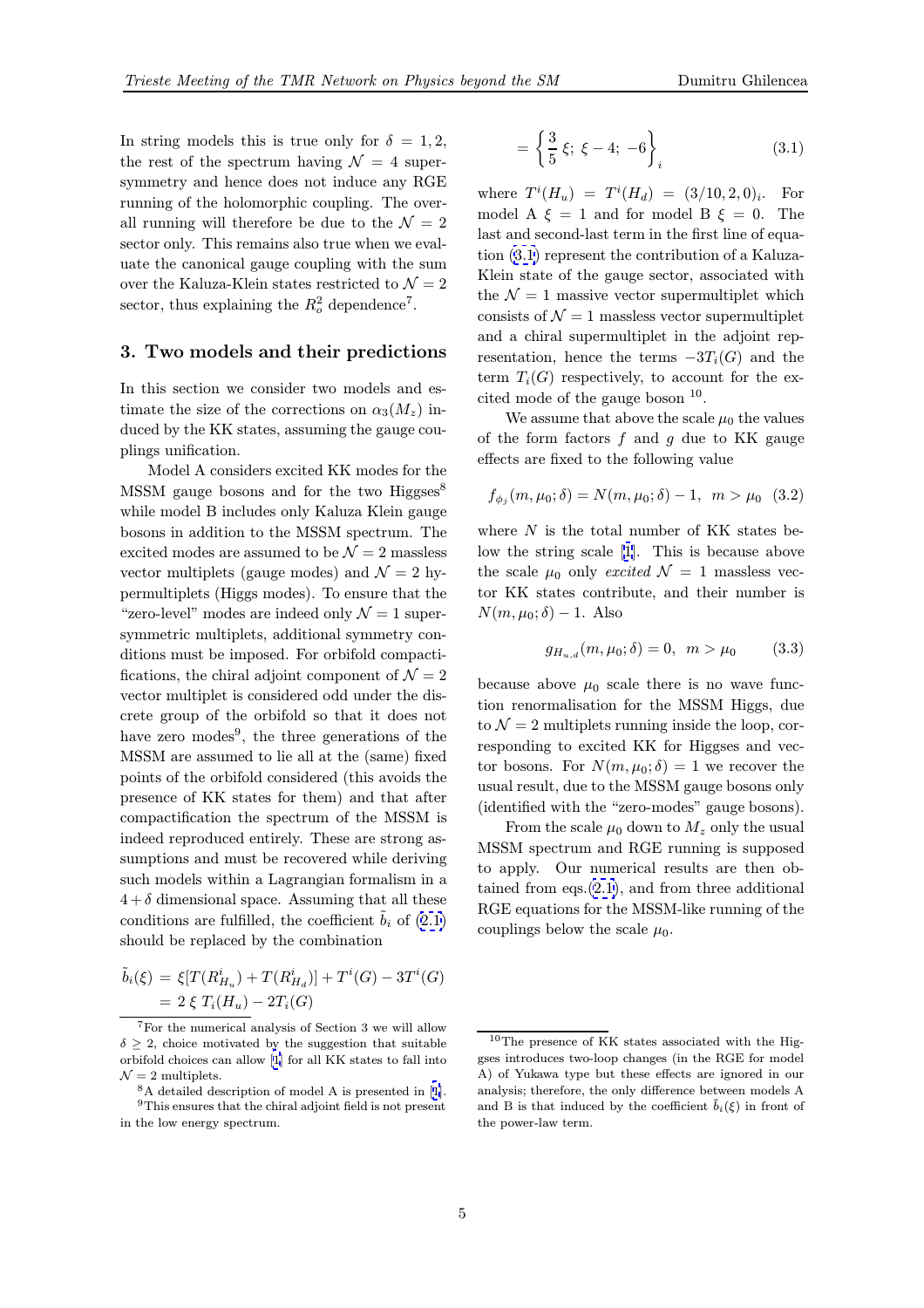In string models this is true only for $\delta = 1, 2$, the rest of the spectrum having $\mathcal{N} = 4$ supersymmetry and hence does not induce any RGE running of the holomorphic coupling. The overall running will therefore be due to the $\mathcal{N} = 2$ sector only. This remains also true when we evaluate the canonical gauge coupling with the sum over the Kaluza-Klein states restricted to $\mathcal{N} = 2$ sector, thus explaining the $R_o^2$ dependence[7].

## 3. Two models and their predictions

In this section we consider two models and estimate the size of the corrections on $\alpha_3(M_z)$ induced by the KK states, assuming the gauge couplings unification.

Model A considers excited KK modes for the MSSM gauge bosons and for the two Higgses[8] while model B includes only Kaluza Klein gauge bosons in addition to the MSSM spectrum. The excited modes are assumed to be $\mathcal{N} = 2$ massless vector multiplets (gauge modes) and $\mathcal{N} = 2$ hypermultiplets (Higgs modes). To ensure that the "zero-level" modes are indeed only $\mathcal{N} = 1$ supersymmetric multiplets, additional symmetry conditions must be imposed. For orbifold compactifications, the chiral adjoint component of $\mathcal{N} = 2$ vector multiplet is considered odd under the discrete group of the orbifold so that it does not have zero modes[9], the three generations of the MSSM are assumed to lie all at the (same) fixed points of the orbifold considered (this avoids the presence of KK states for them) and that after compactification the spectrum of the MSSM is indeed reproduced entirely. These are strong assumptions and must be recovered while deriving such models within a Lagrangian formalism in a $4 + \delta$ dimensional space. Assuming that all these conditions are fulfilled, the coefficient $\tilde{b}_i$ of (2.1) should be replaced by the combination

$$
\begin{aligned}
\tilde{b}_i(\xi) &= \xi[T(R^i_{H_u}) + T(R^i_{H_d})] + T^i(G) - 3T^i(G) \\
&= 2\,\xi\, T_i(H_u) - 2T_i(G) \\
&= \left\{\frac{3}{5}\,\xi;\; \xi - 4;\; -6\right\}_i
\end{aligned}
\tag{3.1}
$$

where $T^i(H_u) = T^i(H_d) = (3/10, 2, 0)_i$. For model A $\xi = 1$ and for model B $\xi = 0$. The last and second-last term in the first line of equation (3.1) represent the contribution of a Kaluza-Klein state of the gauge sector, associated with the $\mathcal{N} = 1$ massive vector supermultiplet which consists of $\mathcal{N} = 1$ massless vector supermultiplet and a chiral supermultiplet in the adjoint representation, hence the terms $-3T_i(G)$ and the term $T_i(G)$ respectively, to account for the excited mode of the gauge boson [10].

We assume that above the scale $\mu_0$ the values of the form factors $f$ and $g$ due to KK gauge effects are fixed to the following value

$$
f_{\phi_j}(m, \mu_0; \delta) = N(m, \mu_0; \delta) - 1, \;\; m > \mu_0 \tag{3.2}
$$

where $N$ is the total number of KK states below the string scale [1]. This is because above the scale $\mu_0$ only *excited* $\mathcal{N} = 1$ massless vector KK states contribute, and their number is $N(m, \mu_0; \delta) - 1$. Also

$$
g_{H_{u,d}}(m, \mu_0; \delta) = 0, \;\; m > \mu_0 \tag{3.3}
$$

because above $\mu_0$ scale there is no wave function renormalisation for the MSSM Higgs, due to $\mathcal{N} = 2$ multiplets running inside the loop, corresponding to excited KK for Higgses and vector bosons. For $N(m, \mu_0; \delta) = 1$ we recover the usual result, due to the MSSM gauge bosons only (identified with the "zero-modes" gauge bosons).

From the scale $\mu_0$ down to $M_z$ only the usual MSSM spectrum and RGE running is supposed to apply. Our numerical results are then obtained from eqs.(2.1), and from three additional RGE equations for the MSSM-like running of the couplings below the scale $\mu_0$.

---

[7] For the numerical analysis of Section 3 we will allow $\delta \geq 2$, choice motivated by the suggestion that suitable orbifold choices can allow [1] for all KK states to fall into $\mathcal{N} = 2$ multiplets.

[8] A detailed description of model A is presented in [1].

[9] This ensures that the chiral adjoint field is not present in the low energy spectrum.

[10] The presence of KK states associated with the Higgses introduces two-loop changes (in the RGE for model A) of Yukawa type but these effects are ignored in our analysis; therefore, the only difference between models A and B is that induced by the coefficient $\tilde{b}_i(\xi)$ in front of the power-law term.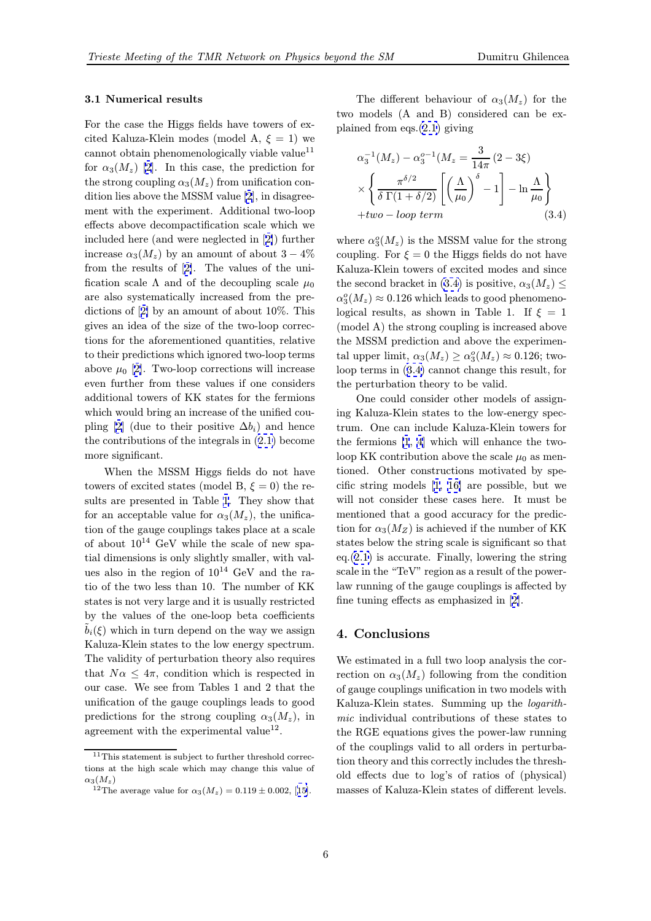### 3.1 Numerical results

For the case the Higgs fields have towers of excited Kaluza-Klein modes (model A, $\xi = 1$) we cannot obtain phenomenologically viable value[11] for $\alpha_3(M_z)$ [2]. In this case, the prediction for the strong coupling $\alpha_3(M_z)$ from unification condition lies above the MSSM value [2], in disagreement with the experiment. Additional two-loop effects above decompactification scale which we included here (and were neglected in [2]) further increase $\alpha_3(M_z)$ by an amount of about $3-4\%$ from the results of [2]. The values of the unification scale $\Lambda$ and of the decoupling scale $\mu_0$ are also systematically increased from the predictions of [2] by an amount of about 10%. This gives an idea of the size of the two-loop corrections for the aforementioned quantities, relative to their predictions which ignored two-loop terms above $\mu_0$ [2]. Two-loop corrections will increase even further from these values if one considers additional towers of KK states for the fermions which would bring an increase of the unified coupling [2] (due to their positive $\Delta b_i$) and hence the contributions of the integrals in (2.1) become more significant.

When the MSSM Higgs fields do not have towers of excited states (model B, $\xi = 0$) the results are presented in Table 1. They show that for an acceptable value for $\alpha_3(M_z)$, the unification of the gauge couplings takes place at a scale of about $10^{14}$ GeV while the scale of new spatial dimensions is only slightly smaller, with values also in the region of $10^{14}$ GeV and the ratio of the two less than 10. The number of KK states is not very large and it is usually restricted by the values of the one-loop beta coefficients $\tilde{b}_i(\xi)$ which in turn depend on the way we assign Kaluza-Klein states to the low energy spectrum. The validity of perturbation theory also requires that $N\alpha \leq 4\pi$, condition which is respected in our case. We see from Tables 1 and 2 that the unification of the gauge couplings leads to good predictions for the strong coupling $\alpha_3(M_z)$, in agreement with the experimental value[12].

The different behaviour of $\alpha_3(M_z)$ for the two models (A and B) considered can be explained from eqs.(2.1) giving

$$\alpha_3^{-1}(M_z) - \alpha_3^{o\,-1}(M_z = \frac{3}{14\pi}(2-3\xi) \times \left\{ \frac{\pi^{\delta/2}}{\delta\, \Gamma(1+\delta/2)} \left[ \left(\frac{\Lambda}{\mu_0}\right)^{\delta} - 1 \right] - \ln\frac{\Lambda}{\mu_0} \right\} + two-loop\ term \tag{3.4}$$

where $\alpha_3^o(M_z)$ is the MSSM value for the strong coupling. For $\xi = 0$ the Higgs fields do not have Kaluza-Klein towers of excited modes and since the second bracket in (3.4) is positive, $\alpha_3(M_z) \leq \alpha_3^o(M_z) \approx 0.126$ which leads to good phenomenological results, as shown in Table 1. If $\xi = 1$ (model A) the strong coupling is increased above the MSSM prediction and above the experimental upper limit, $\alpha_3(M_z) \geq \alpha_3^o(M_z) \approx 0.126$; two-loop terms in (3.4) cannot change this result, for the perturbation theory to be valid.

One could consider other models of assigning Kaluza-Klein states to the low-energy spectrum. One can include Kaluza-Klein towers for the fermions [1, 4] which will enhance the two-loop KK contribution above the scale $\mu_0$ as mentioned. Other constructions motivated by specific string models [1, 16] are possible, but we will not consider these cases here. It must be mentioned that a good accuracy for the prediction for $\alpha_3(M_Z)$ is achieved if the number of KK states below the string scale is significant so that eq.(2.1) is accurate. Finally, lowering the string scale in the "TeV" region as a result of the power-law running of the gauge couplings is affected by fine tuning effects as emphasized in [2].

## 4. Conclusions

We estimated in a full two loop analysis the correction on $\alpha_3(M_z)$ following from the condition of gauge couplings unification in two models with Kaluza-Klein states. Summing up the *logarithmic* individual contributions of these states to the RGE equations gives the power-law running of the couplings valid to all orders in perturbation theory and this correctly includes the threshold effects due to log's of ratios of (physical) masses of Kaluza-Klein states of different levels.

---

[11] This statement is subject to further threshold corrections at the high scale which may change this value of $\alpha_3(M_z)$

[12] The average value for $\alpha_3(M_z) = 0.119 \pm 0.002$, [15].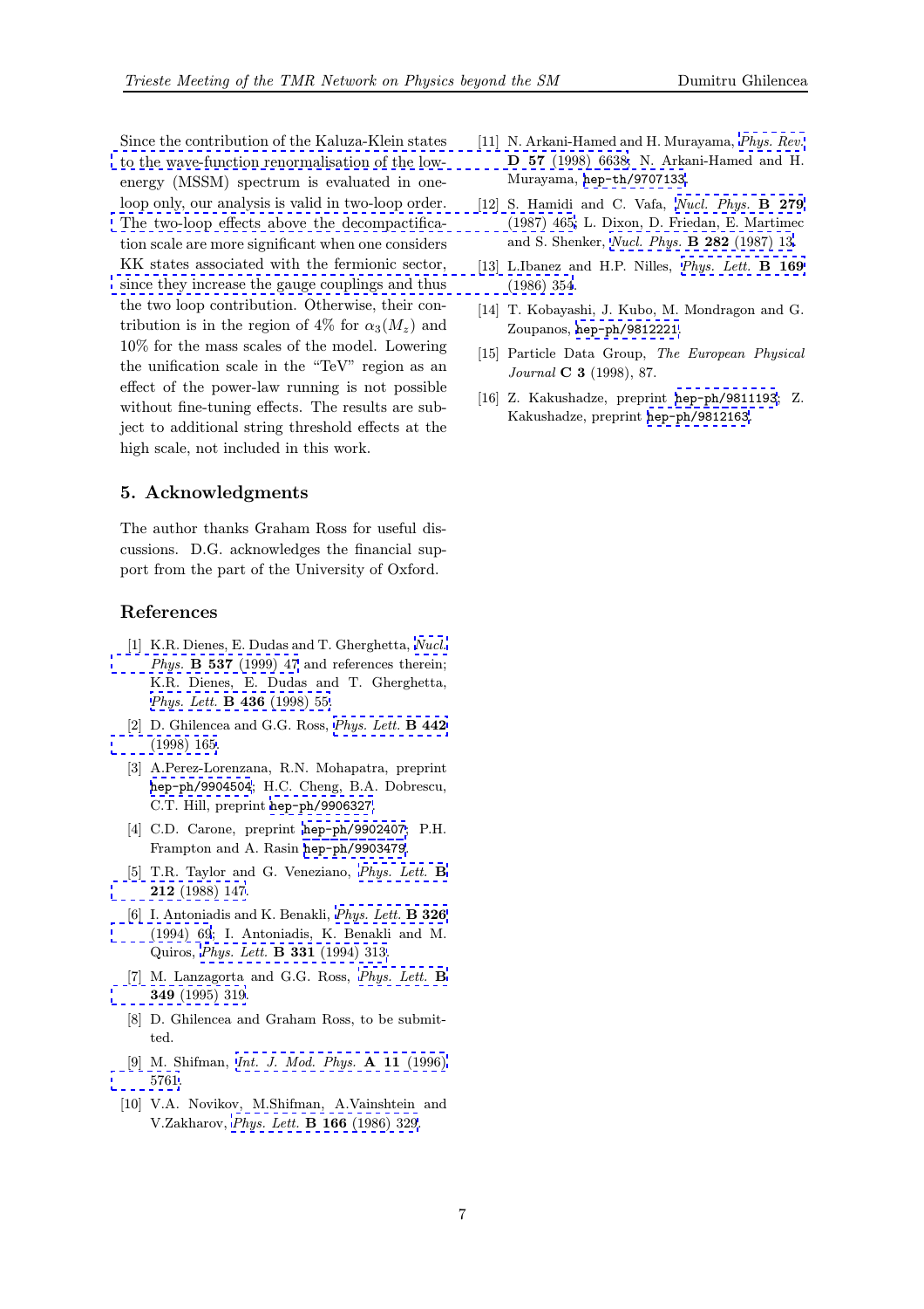Since the contribution of the Kaluza-Klein states to the wave-function renormalisation of the low-energy (MSSM) spectrum is evaluated in one-loop only, our analysis is valid in two-loop order. The two-loop effects above the decompactification scale are more significant when one considers KK states associated with the fermionic sector, since they increase the gauge couplings and thus the two loop contribution. Otherwise, their contribution is in the region of 4% for $\alpha_3(M_z)$ and 10% for the mass scales of the model. Lowering the unification scale in the "TeV" region as an effect of the power-law running is not possible without fine-tuning effects. The results are subject to additional string threshold effects at the high scale, not included in this work.

## 5. Acknowledgments

The author thanks Graham Ross for useful discussions. D.G. acknowledges the financial support from the part of the University of Oxford.

## References

[1] K.R. Dienes, E. Dudas and T. Gherghetta, *Nucl. Phys.* **B 537** (1999) 47 and references therein; K.R. Dienes, E. Dudas and T. Gherghetta, *Phys. Lett.* **B 436** (1998) 55.

[2] D. Ghilencea and G.G. Ross, *Phys. Lett.* **B 442** (1998) 165.

[3] A.Perez-Lorenzana, R.N. Mohapatra, preprint hep-ph/9904504; H.C. Cheng, B.A. Dobrescu, C.T. Hill, preprint hep-ph/9906327.

[4] C.D. Carone, preprint hep-ph/9902407; P.H. Frampton and A. Rasin hep-ph/9903479.

[5] T.R. Taylor and G. Veneziano, *Phys. Lett.* **B 212** (1988) 147.

[6] I. Antoniadis and K. Benakli, *Phys. Lett.* **B 326** (1994) 69; I. Antoniadis, K. Benakli and M. Quiros, *Phys. Lett.* **B 331** (1994) 313.

[7] M. Lanzagorta and G.G. Ross, *Phys. Lett.* **B 349** (1995) 319.

[8] D. Ghilencea and Graham Ross, to be submitted.

[9] M. Shifman, *Int. J. Mod. Phys.* **A 11** (1996) 5761.

[10] V.A. Novikov, M.Shifman, A.Vainshtein and V.Zakharov, *Phys. Lett.* **B 166** (1986) 329.

[11] N. Arkani-Hamed and H. Murayama, *Phys. Rev.* **D 57** (1998) 6638; N. Arkani-Hamed and H. Murayama, hep-th/9707133.

[12] S. Hamidi and C. Vafa, *Nucl. Phys.* **B 279** (1987) 465; L. Dixon, D. Friedan, E. Martimec and S. Shenker, *Nucl. Phys.* **B 282** (1987) 13.

[13] L.Ibanez and H.P. Nilles, *Phys. Lett.* **B 169** (1986) 354.

[14] T. Kobayashi, J. Kubo, M. Mondragon and G. Zoupanos, hep-ph/9812221.

[15] Particle Data Group, *The European Physical Journal* **C 3** (1998), 87.

[16] Z. Kakushadze, preprint hep-ph/9811193; Z. Kakushadze, preprint hep-ph/9812163.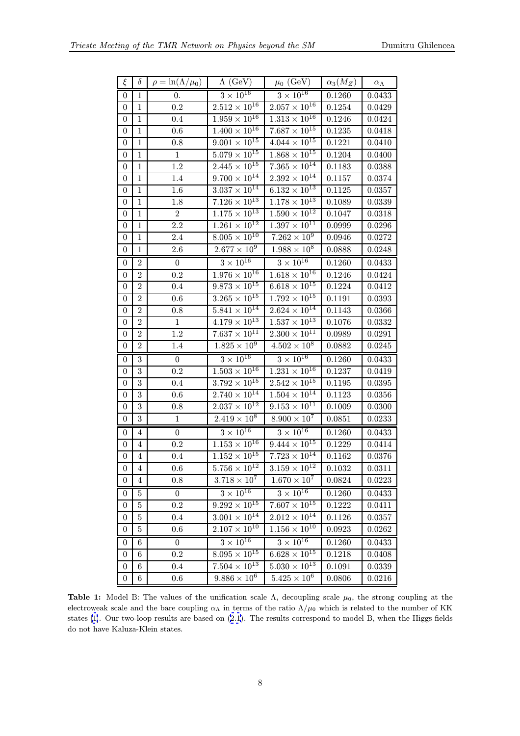| $\xi$ | $\delta$ | $\rho = \ln(\Lambda/\mu_0)$ | $\Lambda$ (GeV) | $\mu_0$ (GeV) | $\alpha_3(M_Z)$ | $\alpha_\Lambda$ |
|---|---|---|---|---|---|---|
| 0 | 1 | 0. | $3 \times 10^{16}$ | $3 \times 10^{16}$ | 0.1260 | 0.0433 |
| 0 | 1 | 0.2 | $2.512 \times 10^{16}$ | $2.057 \times 10^{16}$ | 0.1254 | 0.0429 |
| 0 | 1 | 0.4 | $1.959 \times 10^{16}$ | $1.313 \times 10^{16}$ | 0.1246 | 0.0424 |
| 0 | 1 | 0.6 | $1.400 \times 10^{16}$ | $7.687 \times 10^{15}$ | 0.1235 | 0.0418 |
| 0 | 1 | 0.8 | $9.001 \times 10^{15}$ | $4.044 \times 10^{15}$ | 0.1221 | 0.0410 |
| 0 | 1 | 1 | $5.079 \times 10^{15}$ | $1.868 \times 10^{15}$ | 0.1204 | 0.0400 |
| 0 | 1 | 1.2 | $2.445 \times 10^{15}$ | $7.365 \times 10^{14}$ | 0.1183 | 0.0388 |
| 0 | 1 | 1.4 | $9.700 \times 10^{14}$ | $2.392 \times 10^{14}$ | 0.1157 | 0.0374 |
| 0 | 1 | 1.6 | $3.037 \times 10^{14}$ | $6.132 \times 10^{13}$ | 0.1125 | 0.0357 |
| 0 | 1 | 1.8 | $7.126 \times 10^{13}$ | $1.178 \times 10^{13}$ | 0.1089 | 0.0339 |
| 0 | 1 | 2 | $1.175 \times 10^{13}$ | $1.590 \times 10^{12}$ | 0.1047 | 0.0318 |
| 0 | 1 | 2.2 | $1.261 \times 10^{12}$ | $1.397 \times 10^{11}$ | 0.0999 | 0.0296 |
| 0 | 1 | 2.4 | $8.005 \times 10^{10}$ | $7.262 \times 10^{9}$ | 0.0946 | 0.0272 |
| 0 | 1 | 2.6 | $2.677 \times 10^{9}$ | $1.988 \times 10^{8}$ | 0.0888 | 0.0248 |
| 0 | 2 | 0 | $3 \times 10^{16}$ | $3 \times 10^{16}$ | 0.1260 | 0.0433 |
| 0 | 2 | 0.2 | $1.976 \times 10^{16}$ | $1.618 \times 10^{16}$ | 0.1246 | 0.0424 |
| 0 | 2 | 0.4 | $9.873 \times 10^{15}$ | $6.618 \times 10^{15}$ | 0.1224 | 0.0412 |
| 0 | 2 | 0.6 | $3.265 \times 10^{15}$ | $1.792 \times 10^{15}$ | 0.1191 | 0.0393 |
| 0 | 2 | 0.8 | $5.841 \times 10^{14}$ | $2.624 \times 10^{14}$ | 0.1143 | 0.0366 |
| 0 | 2 | 1 | $4.179 \times 10^{13}$ | $1.537 \times 10^{13}$ | 0.1076 | 0.0332 |
| 0 | 2 | 1.2 | $7.637 \times 10^{11}$ | $2.300 \times 10^{11}$ | 0.0989 | 0.0291 |
| 0 | 2 | 1.4 | $1.825 \times 10^{9}$ | $4.502 \times 10^{8}$ | 0.0882 | 0.0245 |
| 0 | 3 | 0 | $3 \times 10^{16}$ | $3 \times 10^{16}$ | 0.1260 | 0.0433 |
| 0 | 3 | 0.2 | $1.503 \times 10^{16}$ | $1.231 \times 10^{16}$ | 0.1237 | 0.0419 |
| 0 | 3 | 0.4 | $3.792 \times 10^{15}$ | $2.542 \times 10^{15}$ | 0.1195 | 0.0395 |
| 0 | 3 | 0.6 | $2.740 \times 10^{14}$ | $1.504 \times 10^{14}$ | 0.1123 | 0.0356 |
| 0 | 3 | 0.8 | $2.037 \times 10^{12}$ | $9.153 \times 10^{11}$ | 0.1009 | 0.0300 |
| 0 | 3 | 1 | $2.419 \times 10^{8}$ | $8.900 \times 10^{7}$ | 0.0851 | 0.0233 |
| 0 | 4 | 0 | $3 \times 10^{16}$ | $3 \times 10^{16}$ | 0.1260 | 0.0433 |
| 0 | 4 | 0.2 | $1.153 \times 10^{16}$ | $9.444 \times 10^{15}$ | 0.1229 | 0.0414 |
| 0 | 4 | 0.4 | $1.152 \times 10^{15}$ | $7.723 \times 10^{14}$ | 0.1162 | 0.0376 |
| 0 | 4 | 0.6 | $5.756 \times 10^{12}$ | $3.159 \times 10^{12}$ | 0.1032 | 0.0311 |
| 0 | 4 | 0.8 | $3.718 \times 10^{7}$ | $1.670 \times 10^{7}$ | 0.0824 | 0.0223 |
| 0 | 5 | 0 | $3 \times 10^{16}$ | $3 \times 10^{16}$ | 0.1260 | 0.0433 |
| 0 | 5 | 0.2 | $9.292 \times 10^{15}$ | $7.607 \times 10^{15}$ | 0.1222 | 0.0411 |
| 0 | 5 | 0.4 | $3.001 \times 10^{14}$ | $2.012 \times 10^{14}$ | 0.1126 | 0.0357 |
| 0 | 5 | 0.6 | $2.107 \times 10^{10}$ | $1.156 \times 10^{10}$ | 0.0923 | 0.0262 |
| 0 | 6 | 0 | $3 \times 10^{16}$ | $3 \times 10^{16}$ | 0.1260 | 0.0433 |
| 0 | 6 | 0.2 | $8.095 \times 10^{15}$ | $6.628 \times 10^{15}$ | 0.1218 | 0.0408 |
| 0 | 6 | 0.4 | $7.504 \times 10^{13}$ | $5.030 \times 10^{13}$ | 0.1091 | 0.0339 |
| 0 | 6 | 0.6 | $9.886 \times 10^{6}$ | $5.425 \times 10^{6}$ | 0.0806 | 0.0216 |

**Table 1:** Model B: The values of the unification scale $\Lambda$, decoupling scale $\mu_0$, the strong coupling at the electroweak scale and the bare coupling $\alpha_\Lambda$ in terms of the ratio $\Lambda/\mu_0$ which is related to the number of KK states [1]. Our two-loop results are based on (2.1). The results correspond to model B, when the Higgs fields do not have Kaluza-Klein states.